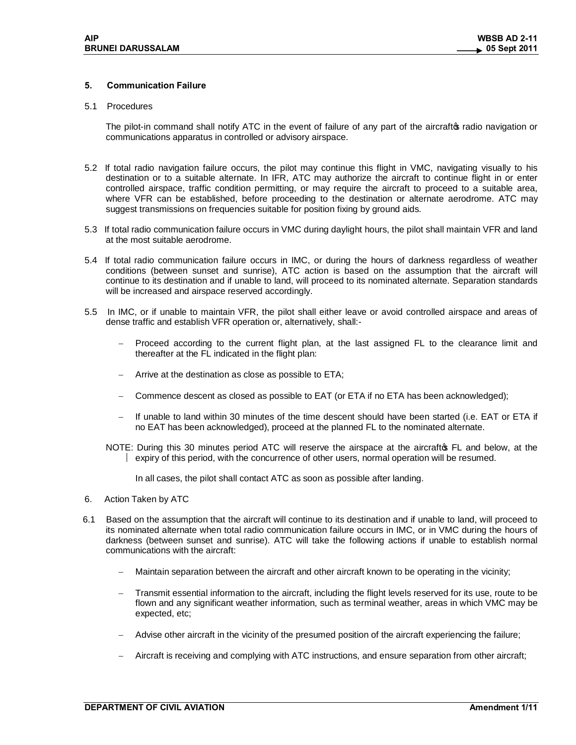## 5. Communication Failure

5.1 Procedures

The pilot-in command shall notify ATC in the event of failure of any part of the aircraft's radio navigation or communications apparatus in controlled or advisory airspace.

5.2 If total radio navigation failure occurs, the pilot may continue this flight in VMC, navigating visually to his destination or to a suitable alternate. In IFR, ATC may authorize the aircraft to continue flight in or enter controlled airspace, traffic condition permitting, or may require the aircraft to proceed to a suitable area, where VFR can be established, before proceeding to the destination or alternate aerodrome. ATC may suggest transmissions on frequencies suitable for position fixing by ground aids.

5.3 If total radio communication failure occurs in VMC during daylight hours, the pilot shall maintain VFR and land at the most suitable aerodrome.

5.4 If total radio communication failure occurs in IMC, or during the hours of darkness regardless of weather conditions (between sunset and sunrise), ATC action is based on the assumption that the aircraft will continue to its destination and if unable to land, will proceed to its nominated alternate. Separation standards will be increased and airspace reserved accordingly.

5.5 In IMC, or if unable to maintain VFR, the pilot shall either leave or avoid controlled airspace and areas of dense traffic and establish VFR operation or, alternatively, shall:-

- Proceed according to the current flight plan, at the last assigned FL to the clearance limit and thereafter at the FL indicated in the flight plan:
- Arrive at the destination as close as possible to ETA;
- Commence descent as closed as possible to EAT (or ETA if no ETA has been acknowledged);
- If unable to land within 30 minutes of the time descent should have been started (i.e. EAT or ETA if no EAT has been acknowledged), proceed at the planned FL to the nominated alternate.

NOTE: During this 30 minutes period ATC will reserve the airspace at the aircraft's FL and below, at the expiry of this period, with the concurrence of other users, normal operation will be resumed.

In all cases, the pilot shall contact ATC as soon as possible after landing.

6. Action Taken by ATC

6.1 Based on the assumption that the aircraft will continue to its destination and if unable to land, will proceed to its nominated alternate when total radio communication failure occurs in IMC, or in VMC during the hours of darkness (between sunset and sunrise). ATC will take the following actions if unable to establish normal communications with the aircraft:

- Maintain separation between the aircraft and other aircraft known to be operating in the vicinity;
- Transmit essential information to the aircraft, including the flight levels reserved for its use, route to be flown and any significant weather information, such as terminal weather, areas in which VMC may be expected, etc;
- Advise other aircraft in the vicinity of the presumed position of the aircraft experiencing the failure;
- Aircraft is receiving and complying with ATC instructions, and ensure separation from other aircraft;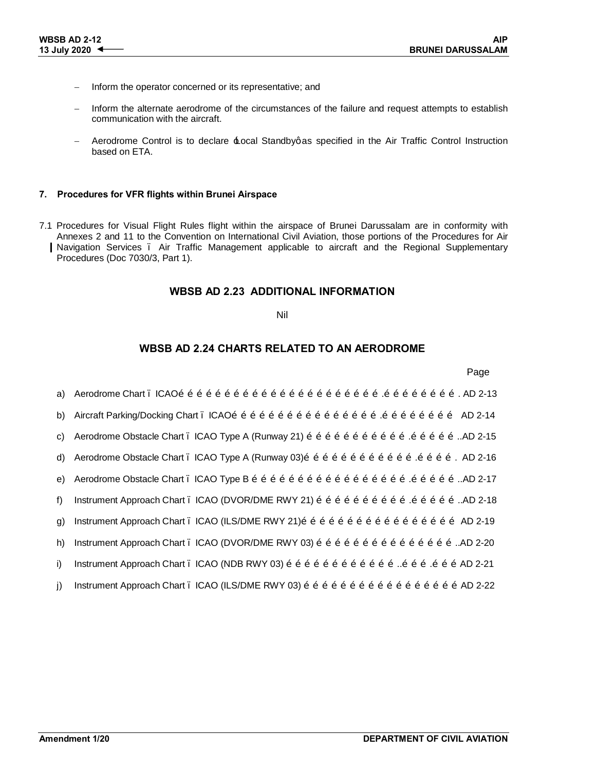- Inform the operator concerned or its representative; and
- Inform the alternate aerodrome of the circumstances of the failure and request attempts to establish communication with the aircraft.
- Aerodrome Control is to declare 'Local Standby' as specified in the Air Traffic Control Instruction based on ETA.

**7. Procedures for VFR flights within Brunei Airspace**

7.1 Procedures for Visual Flight Rules flight within the airspace of Brunei Darussalam are in conformity with Annexes 2 and 11 to the Convention on International Civil Aviation, those portions of the Procedures for Air Navigation Services – Air Traffic Management applicable to aircraft and the Regional Supplementary Procedures (Doc 7030/3, Part 1).

## WBSB AD 2.23 ADDITIONAL INFORMATION

Nil

## WBSB AD 2.24 CHARTS RELATED TO AN AERODROME

| | | Page |
|---|---|---|
| a) | Aerodrome Chart – ICAO | AD 2-13 |
| b) | Aircraft Parking/Docking Chart – ICAO | AD 2-14 |
| c) | Aerodrome Obstacle Chart – ICAO Type A (Runway 21) | AD 2-15 |
| d) | Aerodrome Obstacle Chart – ICAO Type A (Runway 03) | AD 2-16 |
| e) | Aerodrome Obstacle Chart – ICAO Type B | AD 2-17 |
| f) | Instrument Approach Chart – ICAO (DVOR/DME RWY 21) | AD 2-18 |
| g) | Instrument Approach Chart – ICAO (ILS/DME RWY 21) | AD 2-19 |
| h) | Instrument Approach Chart – ICAO (DVOR/DME RWY 03) | AD 2-20 |
| i) | Instrument Approach Chart – ICAO (NDB RWY 03) | AD 2-21 |
| j) | Instrument Approach Chart – ICAO (ILS/DME RWY 03) | AD 2-22 |